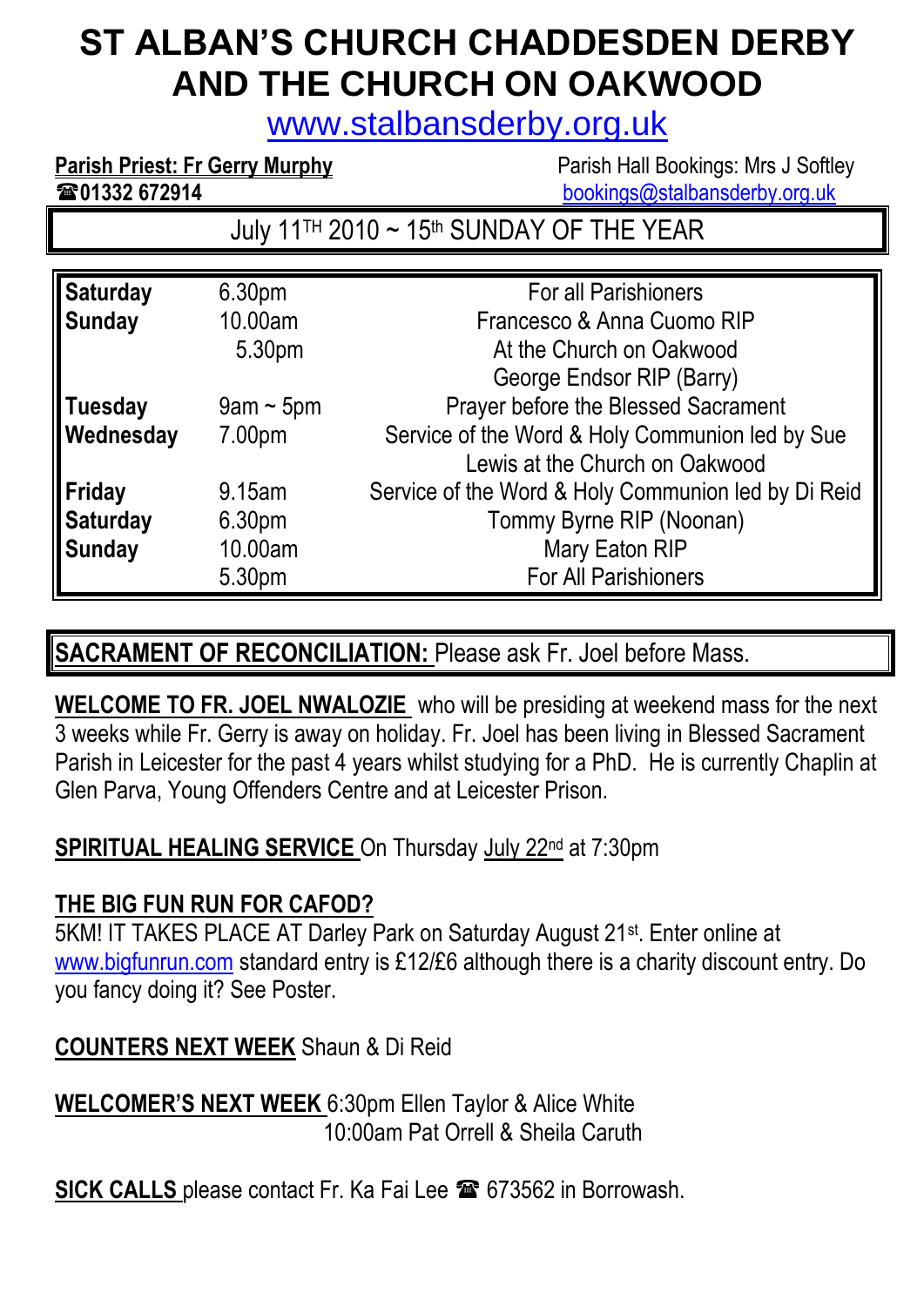# ST ALBAN'S CHURCH CHADDESDEN DERBY AND THE CHURCH ON OAKWOOD

www.stalbansderby.org.uk

**Parish Priest: Fr Gerry Murphy**
☎**01332 672914**

Parish Hall Bookings: Mrs J Softley
bookings@stalbansderby.org.uk

## July 11TH 2010 ~ 15th SUNDAY OF THE YEAR

| | | |
|---|---|---|
| **Saturday** | 6.30pm | For all Parishioners |
| **Sunday** | 10.00am | Francesco & Anna Cuomo RIP |
| | 5.30pm | At the Church on Oakwood |
| | | George Endsor RIP (Barry) |
| **Tuesday** | 9am ~ 5pm | Prayer before the Blessed Sacrament |
| **Wednesday** | 7.00pm | Service of the Word & Holy Communion led by Sue Lewis at the Church on Oakwood |
| **Friday** | 9.15am | Service of the Word & Holy Communion led by Di Reid |
| **Saturday** | 6.30pm | Tommy Byrne RIP (Noonan) |
| **Sunday** | 10.00am | Mary Eaton RIP |
| | 5.30pm | For All Parishioners |

**SACRAMENT OF RECONCILIATION:** Please ask Fr. Joel before Mass.

**WELCOME TO FR. JOEL NWALOZIE** who will be presiding at weekend mass for the next 3 weeks while Fr. Gerry is away on holiday. Fr. Joel has been living in Blessed Sacrament Parish in Leicester for the past 4 years whilst studying for a PhD. He is currently Chaplin at Glen Parva, Young Offenders Centre and at Leicester Prison.

**SPIRITUAL HEALING SERVICE** On Thursday July 22nd at 7:30pm

**THE BIG FUN RUN FOR CAFOD?**
5KM! IT TAKES PLACE AT Darley Park on Saturday August 21st. Enter online at www.bigfunrun.com standard entry is £12/£6 although there is a charity discount entry. Do you fancy doing it? See Poster.

**COUNTERS NEXT WEEK** Shaun & Di Reid

**WELCOMER'S NEXT WEEK** 6:30pm Ellen Taylor & Alice White
10:00am Pat Orrell & Sheila Caruth

**SICK CALLS** please contact Fr. Ka Fai Lee ☎ 673562 in Borrowash.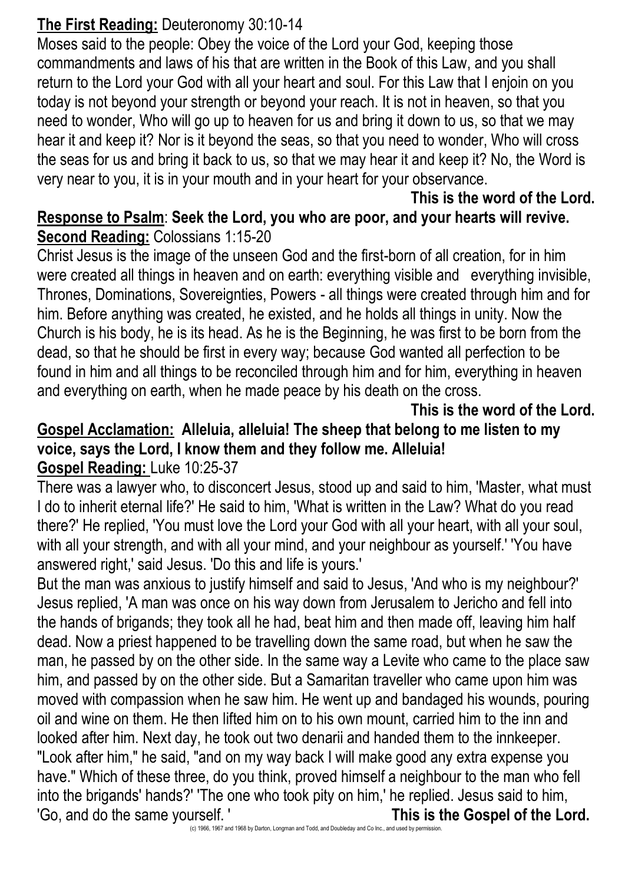**The First Reading:** Deuteronomy 30:10-14

Moses said to the people: Obey the voice of the Lord your God, keeping those commandments and laws of his that are written in the Book of this Law, and you shall return to the Lord your God with all your heart and soul. For this Law that I enjoin on you today is not beyond your strength or beyond your reach. It is not in heaven, so that you need to wonder, Who will go up to heaven for us and bring it down to us, so that we may hear it and keep it? Nor is it beyond the seas, so that you need to wonder, Who will cross the seas for us and bring it back to us, so that we may hear it and keep it? No, the Word is very near to you, it is in your mouth and in your heart for your observance.

**This is the word of the Lord.**

**Response to Psalm**: **Seek the Lord, you who are poor, and your hearts will revive.**

**Second Reading:** Colossians 1:15-20

Christ Jesus is the image of the unseen God and the first-born of all creation, for in him were created all things in heaven and on earth: everything visible and everything invisible, Thrones, Dominations, Sovereignties, Powers - all things were created through him and for him. Before anything was created, he existed, and he holds all things in unity. Now the Church is his body, he is its head. As he is the Beginning, he was first to be born from the dead, so that he should be first in every way; because God wanted all perfection to be found in him and all things to be reconciled through him and for him, everything in heaven and everything on earth, when he made peace by his death on the cross.

**This is the word of the Lord.**

**Gospel Acclamation: Alleluia, alleluia! The sheep that belong to me listen to my voice, says the Lord, I know them and they follow me. Alleluia!**

**Gospel Reading:** Luke 10:25-37

There was a lawyer who, to disconcert Jesus, stood up and said to him, 'Master, what must I do to inherit eternal life?' He said to him, 'What is written in the Law? What do you read there?' He replied, 'You must love the Lord your God with all your heart, with all your soul, with all your strength, and with all your mind, and your neighbour as yourself.' 'You have answered right,' said Jesus. 'Do this and life is yours.'

But the man was anxious to justify himself and said to Jesus, 'And who is my neighbour?' Jesus replied, 'A man was once on his way down from Jerusalem to Jericho and fell into the hands of brigands; they took all he had, beat him and then made off, leaving him half dead. Now a priest happened to be travelling down the same road, but when he saw the man, he passed by on the other side. In the same way a Levite who came to the place saw him, and passed by on the other side. But a Samaritan traveller who came upon him was moved with compassion when he saw him. He went up and bandaged his wounds, pouring oil and wine on them. He then lifted him on to his own mount, carried him to the inn and looked after him. Next day, he took out two denarii and handed them to the innkeeper. "Look after him," he said, "and on my way back I will make good any extra expense you have." Which of these three, do you think, proved himself a neighbour to the man who fell into the brigands' hands?' 'The one who took pity on him,' he replied. Jesus said to him, 'Go, and do the same yourself. '

**This is the Gospel of the Lord.**

(c) 1966, 1967 and 1968 by Darton, Longman and Todd, and Doubleday and Co Inc., and used by permission.